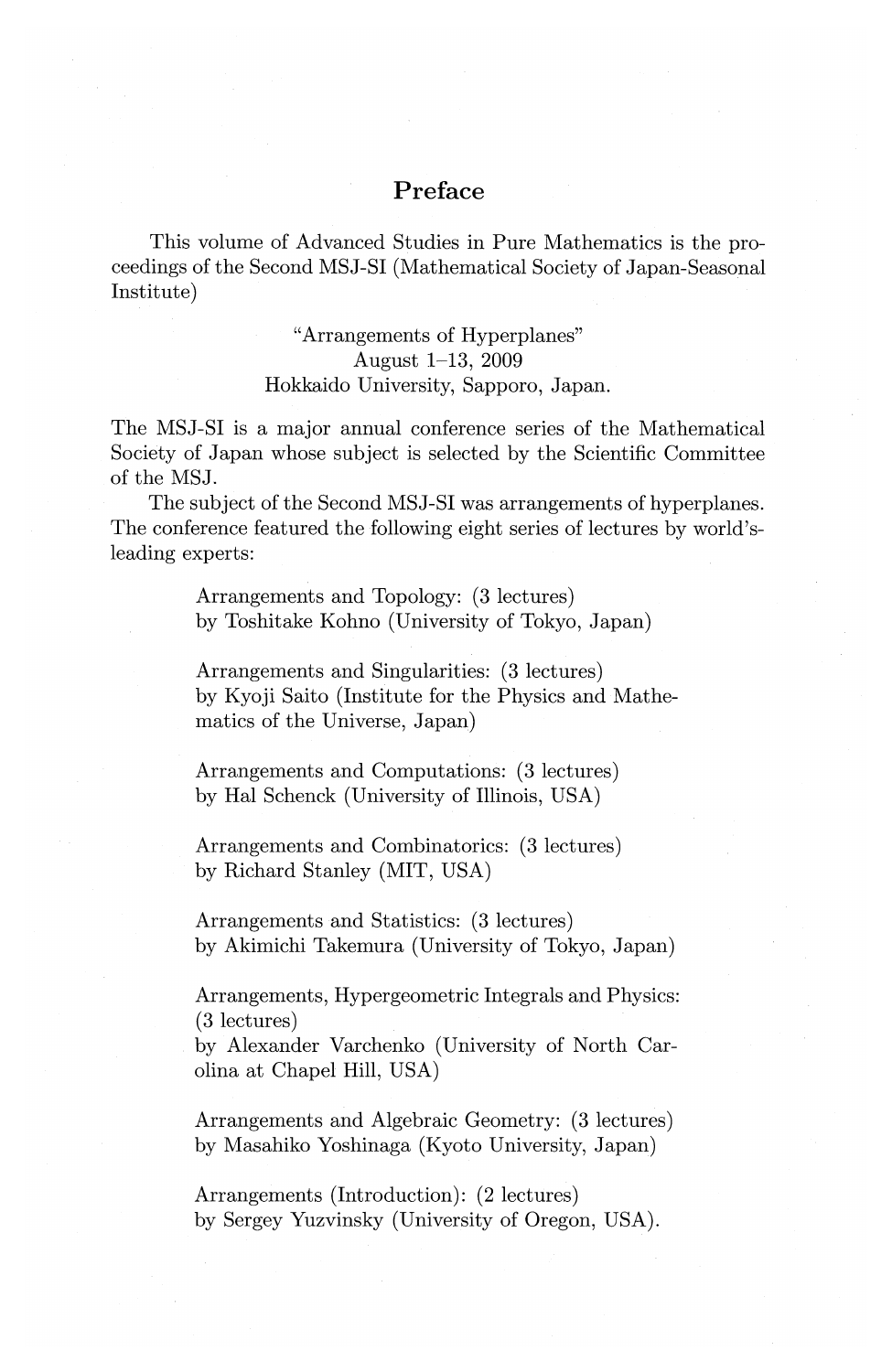# Preface

This volume of Advanced Studies in Pure Mathematics is the proceedings of the Second MSJ-SI (Mathematical Society of Japan-Seasonal Institute)

"Arrangements of Hyperplanes"
August 1–13, 2009
Hokkaido University, Sapporo, Japan.

The MSJ-SI is a major annual conference series of the Mathematical Society of Japan whose subject is selected by the Scientific Committee of the MSJ.

The subject of the Second MSJ-SI was arrangements of hyperplanes. The conference featured the following eight series of lectures by world's-leading experts:

Arrangements and Topology: (3 lectures)
by Toshitake Kohno (University of Tokyo, Japan)

Arrangements and Singularities: (3 lectures)
by Kyoji Saito (Institute for the Physics and Mathematics of the Universe, Japan)

Arrangements and Computations: (3 lectures)
by Hal Schenck (University of Illinois, USA)

Arrangements and Combinatorics: (3 lectures)
by Richard Stanley (MIT, USA)

Arrangements and Statistics: (3 lectures)
by Akimichi Takemura (University of Tokyo, Japan)

Arrangements, Hypergeometric Integrals and Physics: (3 lectures)
by Alexander Varchenko (University of North Carolina at Chapel Hill, USA)

Arrangements and Algebraic Geometry: (3 lectures)
by Masahiko Yoshinaga (Kyoto University, Japan)

Arrangements (Introduction): (2 lectures)
by Sergey Yuzvinsky (University of Oregon, USA).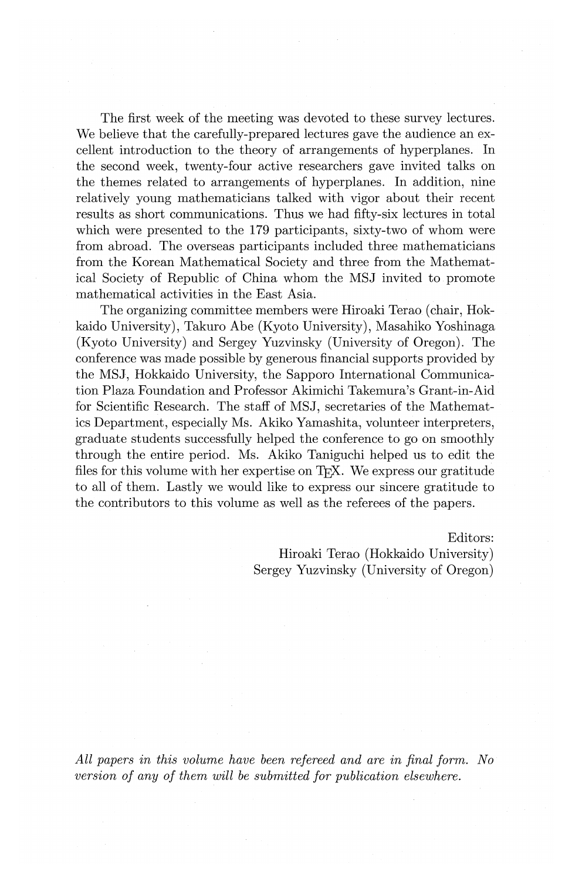The first week of the meeting was devoted to these survey lectures. We believe that the carefully-prepared lectures gave the audience an excellent introduction to the theory of arrangements of hyperplanes. In the second week, twenty-four active researchers gave invited talks on the themes related to arrangements of hyperplanes. In addition, nine relatively young mathematicians talked with vigor about their recent results as short communications. Thus we had fifty-six lectures in total which were presented to the 179 participants, sixty-two of whom were from abroad. The overseas participants included three mathematicians from the Korean Mathematical Society and three from the Mathematical Society of Republic of China whom the MSJ invited to promote mathematical activities in the East Asia.

The organizing committee members were Hiroaki Terao (chair, Hokkaido University), Takuro Abe (Kyoto University), Masahiko Yoshinaga (Kyoto University) and Sergey Yuzvinsky (University of Oregon). The conference was made possible by generous financial supports provided by the MSJ, Hokkaido University, the Sapporo International Communication Plaza Foundation and Professor Akimichi Takemura's Grant-in-Aid for Scientific Research. The staff of MSJ, secretaries of the Mathematics Department, especially Ms. Akiko Yamashita, volunteer interpreters, graduate students successfully helped the conference to go on smoothly through the entire period. Ms. Akiko Taniguchi helped us to edit the files for this volume with her expertise on TeX. We express our gratitude to all of them. Lastly we would like to express our sincere gratitude to the contributors to this volume as well as the referees of the papers.

Editors:
Hiroaki Terao (Hokkaido University)
Sergey Yuzvinsky (University of Oregon)

*All papers in this volume have been refereed and are in final form. No version of any of them will be submitted for publication elsewhere.*